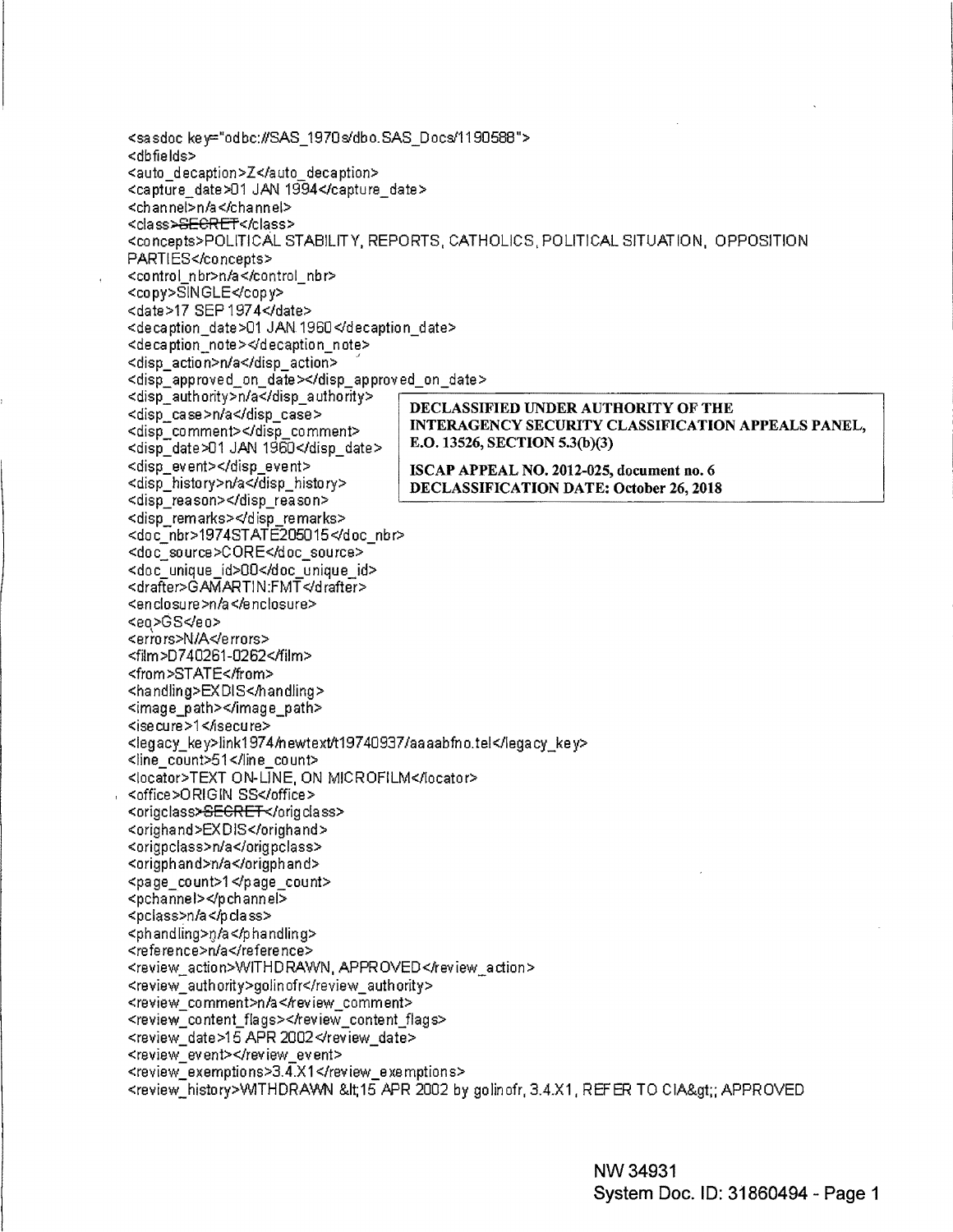```
<sasdoc key="odbc://SAS_1970s/dbo.SAS_Docs/1190588">
<dbfields>
<auto_decaption>Z</auto_decaption>
<capture_date>01 JAN 1994</capture_date>
<channel>n/a</channel>
<class>SECRET</class>
<concepts>POLITICAL STABILITY, REPORTS, CATHOLICS, POLITICAL SITUATION, OPPOSITION
PARTIES</concepts>
<control_nbr>n/a</control_nbr>
<copy>SINGLE</copy>
<date>17 SEP 1974</date>
<decaption_date>01 JAN 1960</decaption_date>
<decaption_note></decaption_note>
<disp_action>n/a</disp_action>
<disp_approved_on_date></disp_approved_on_date>
<disp_authority>n/a</disp_authority>
<disp_case>n/a</disp_case>
<disp_comment></disp_comment>
<disp_date>01 JAN 1960</disp_date>
<disp_event></disp_event>
<disp_history>n/a</disp_history>
<disp_reason></disp_reason>
<disp_remarks></disp_remarks>
<doc_nbr>1974STATE205015</doc_nbr>
<doc_source>CORE</doc_source>
<doc_unique_id>00</doc_unique_id>
<drafter>GAMARTIN:FMT</drafter>
<enclosure>n/a</enclosure>
<eo>GS</eo>
<errors>N/A</errors>
<film>D740261-0262</film>
<from>STATE</from>
<handling>EXDIS</handling>
<image_path></image_path>
<isecure>1</isecure>
<legacy_key>link1974/newtext/t19740937/aaaabfno.tel</legacy_key>
<line_count>51</line_count>
<locator>TEXT ON-LINE, ON MICROFILM</locator>
<office>ORIGIN SS</office>
<origclass>SECRET</origclass>
<orighand>EXDIS</orighand>
<origpclass>n/a</origpclass>
<origphand>n/a</origphand>
<page_count>1</page_count>
<pchannel></pchannel>
<pclass>n/a</pclass>
<phandling>n/a</phandling>
<reference>n/a</reference>
<review_action>WITHDRAWN, APPROVED</review_action>
<review_authority>golinofr</review_authority>
<review_comment>n/a</review_comment>
<review_content_flags></review_content_flags>
<review_date>15 APR 2002</review_date>
<review_event></review_event>
<review_exemptions>3.4.X1</review_exemptions>
<review_history>WITHDRAWN &lt;15 APR 2002 by golinofr, 3.4.X1, REFER TO CIA&gt;; APPROVED
```

**DECLASSIFIED UNDER AUTHORITY OF THE INTERAGENCY SECURITY CLASSIFICATION APPEALS PANEL, E.O. 13526, SECTION 5.3(b)(3)**

**ISCAP APPEAL NO. 2012-025, document no. 6**
**DECLASSIFICATION DATE: October 26, 2018**

NW 34931
System Doc. ID: 31860494 - Page 1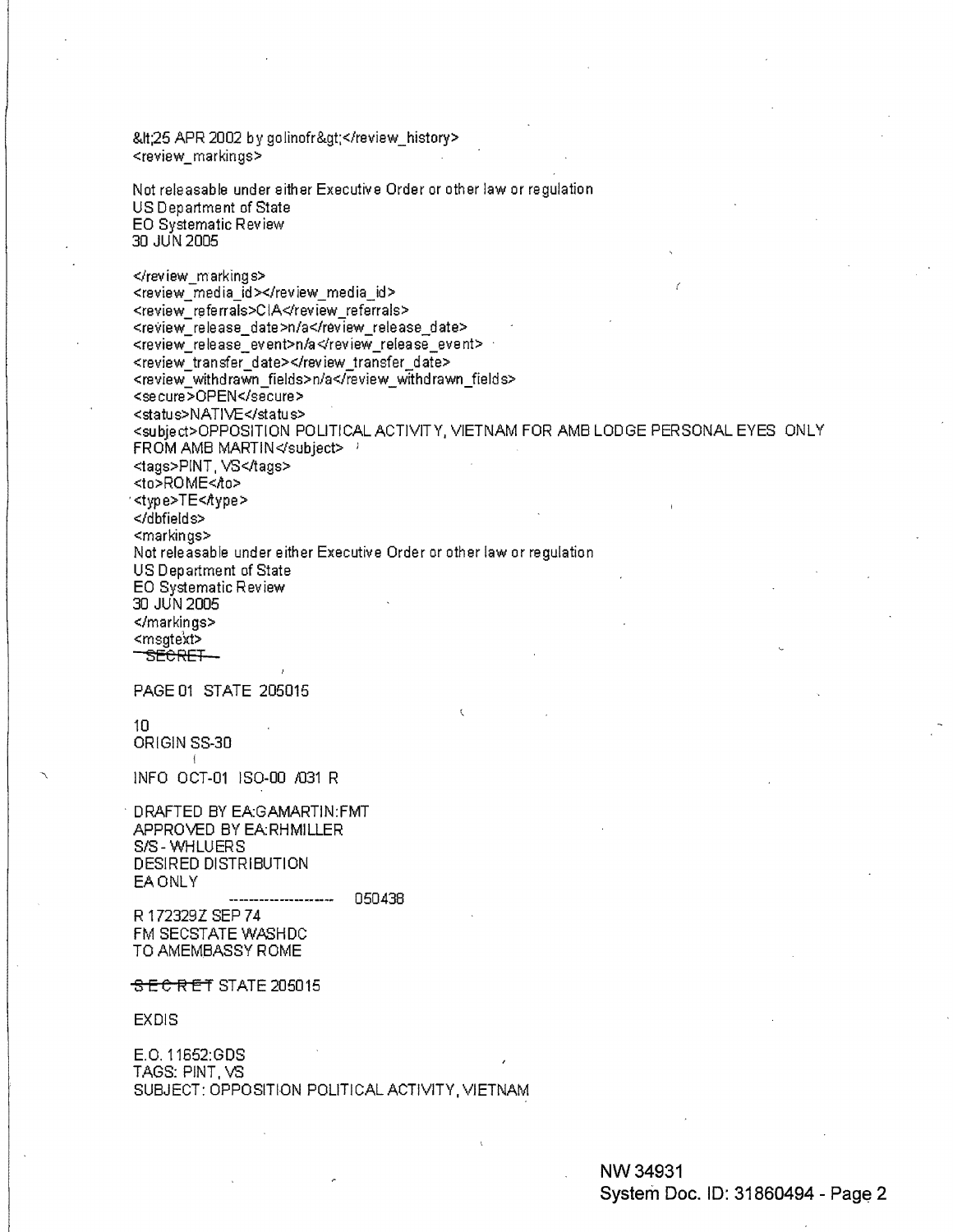&lt;25 APR 2002 by golinofr&gt;</review_history>
<review_markings>

Not releasable under either Executive Order or other law or regulation
US Department of State
EO Systematic Review
30 JUN 2005

</review_markings>
<review_media_id></review_media_id>
<review_referrals>CIA</review_referrals>
<review_release_date>n/a</review_release_date>
<review_release_event>n/a</review_release_event>
<review_transfer_date></review_transfer_date>
<review_withdrawn_fields>n/a</review_withdrawn_fields>
<secure>OPEN</secure>
<status>NATIVE</status>
<subject>OPPOSITION POLITICAL ACTIVITY, VIETNAM FOR AMB LODGE PERSONAL EYES ONLY FROM AMB MARTIN</subject>
<tags>PINT, VS</tags>
<to>ROME</to>
<type>TE</type>
</dbfields>
<markings>
Not releasable under either Executive Order or other law or regulation
US Department of State
EO Systematic Review
30 JUN 2005
</markings>
<msgtext>
~~SECRET~~

PAGE 01 STATE 205015

10
ORIGIN SS-30

INFO OCT-01 ISO-00 /031 R

DRAFTED BY EA:GAMARTIN:FMT
APPROVED BY EA:RHMILLER
S/S - WHLUERS
DESIRED DISTRIBUTION
EA ONLY
-------------------- 050438
R 172329Z SEP 74
FM SECSTATE WASHDC
TO AMEMBASSY ROME

~~S E C R E T~~ STATE 205015

EXDIS

E.O. 11652:GDS
TAGS: PINT, VS
SUBJECT: OPPOSITION POLITICAL ACTIVITY, VIETNAM

NW 34931
System Doc. ID: 31860494 - Page 2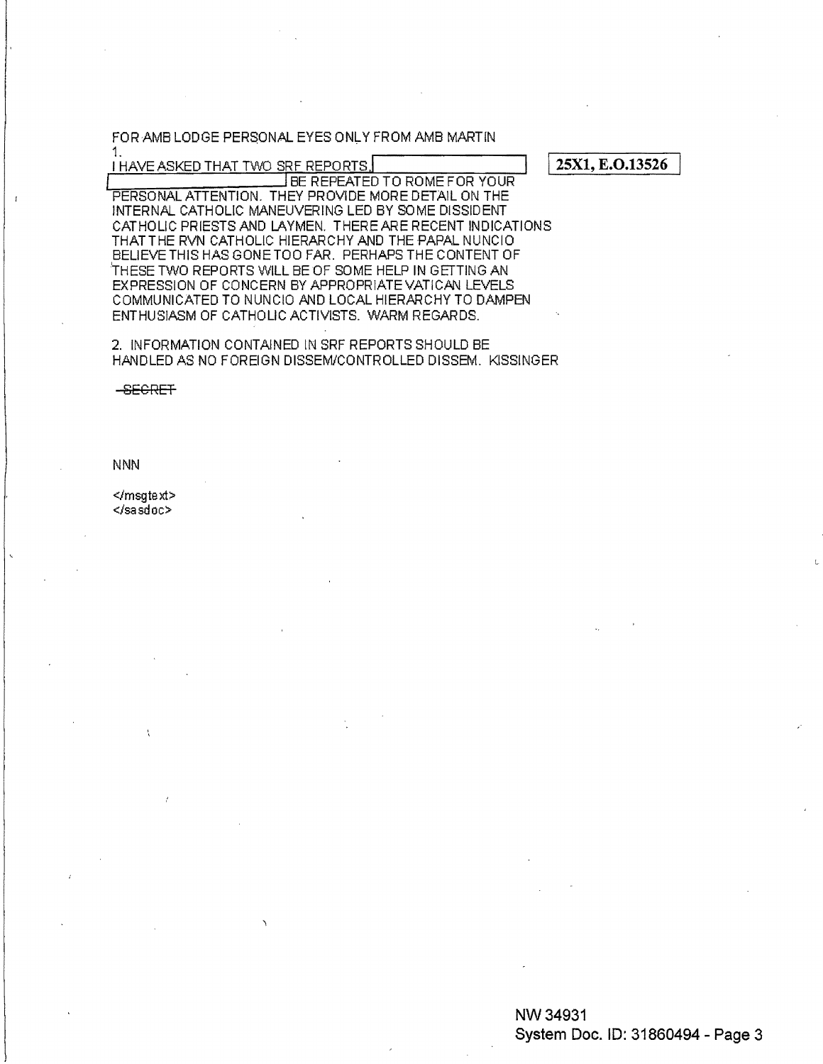FOR AMB LODGE PERSONAL EYES ONLY FROM AMB MARTIN

1.
I HAVE ASKED THAT TWO SRF REPORTS [REDACTED] 25X1, E.O.13526

[REDACTED] BE REPEATED TO ROME FOR YOUR PERSONAL ATTENTION. THEY PROVIDE MORE DETAIL ON THE INTERNAL CATHOLIC MANEUVERING LED BY SOME DISSIDENT CATHOLIC PRIESTS AND LAYMEN. THERE ARE RECENT INDICATIONS THAT THE RVN CATHOLIC HIERARCHY AND THE PAPAL NUNCIO BELIEVE THIS HAS GONE TOO FAR. PERHAPS THE CONTENT OF THESE TWO REPORTS WILL BE OF SOME HELP IN GETTING AN EXPRESSION OF CONCERN BY APPROPRIATE VATICAN LEVELS COMMUNICATED TO NUNCIO AND LOCAL HIERARCHY TO DAMPEN ENTHUSIASM OF CATHOLIC ACTIVISTS. WARM REGARDS.

2. INFORMATION CONTAINED IN SRF REPORTS SHOULD BE HANDLED AS NO FOREIGN DISSEM/CONTROLLED DISSEM. KISSINGER

~~SECRET~~

NNN

</msgtext>
</sasdoc>

NW 34931
System Doc. ID: 31860494 - Page 3